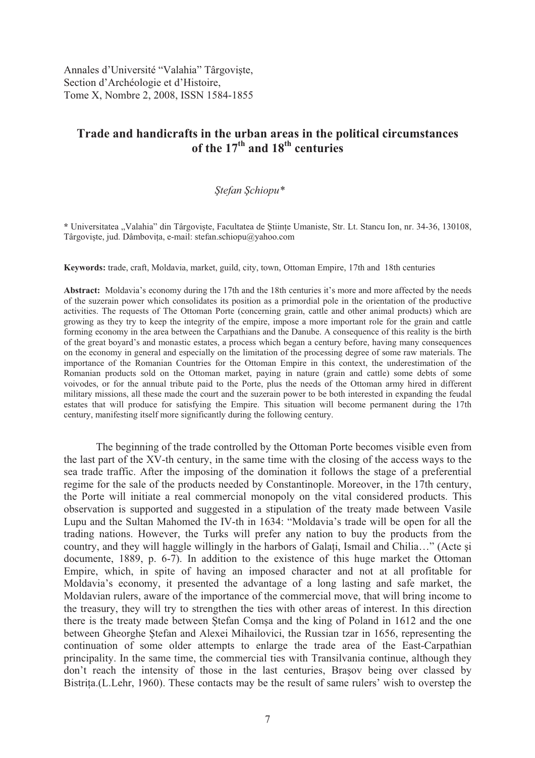Annales d'Université "Valahia" Târgovişte,
Section d'Archéologie et d'Histoire,
Tome X, Nombre 2, 2008, ISSN 1584-1855

# Trade and handicrafts in the urban areas in the political circumstances of the 17th and 18th centuries

*Ştefan Şchiopu\**

\* Universitatea „Valahia" din Târgovişte, Facultatea de Ştiinţe Umaniste, Str. Lt. Stancu Ion, nr. 34-36, 130108, Târgovişte, jud. Dâmboviţa, e-mail: stefan.schiopu@yahoo.com

**Keywords:** trade, craft, Moldavia, market, guild, city, town, Ottoman Empire, 17th and 18th centuries

**Abstract:** Moldavia's economy during the 17th and the 18th centuries it's more and more affected by the needs of the suzerain power which consolidates its position as a primordial pole in the orientation of the productive activities. The requests of The Ottoman Porte (concerning grain, cattle and other animal products) which are growing as they try to keep the integrity of the empire, impose a more important role for the grain and cattle forming economy in the area between the Carpathians and the Danube. A consequence of this reality is the birth of the great boyard's and monastic estates, a process which began a century before, having many consequences on the economy in general and especially on the limitation of the processing degree of some raw materials. The importance of the Romanian Countries for the Ottoman Empire in this context, the underestimation of the Romanian products sold on the Ottoman market, paying in nature (grain and cattle) some debts of some voivodes, or for the annual tribute paid to the Porte, plus the needs of the Ottoman army hired in different military missions, all these made the court and the suzerain power to be both interested in expanding the feudal estates that will produce for satisfying the Empire. This situation will become permanent during the 17th century, manifesting itself more significantly during the following century.

The beginning of the trade controlled by the Ottoman Porte becomes visible even from the last part of the XV-th century, in the same time with the closing of the access ways to the sea trade traffic. After the imposing of the domination it follows the stage of a preferential regime for the sale of the products needed by Constantinople. Moreover, in the 17th century, the Porte will initiate a real commercial monopoly on the vital considered products. This observation is supported and suggested in a stipulation of the treaty made between Vasile Lupu and the Sultan Mahomed the IV-th in 1634: "Moldavia's trade will be open for all the trading nations. However, the Turks will prefer any nation to buy the products from the country, and they will haggle willingly in the harbors of Galaţi, Ismail and Chilia…" (Acte şi documente, 1889, p. 6-7). In addition to the existence of this huge market the Ottoman Empire, which, in spite of having an imposed character and not at all profitable for Moldavia's economy, it presented the advantage of a long lasting and safe market, the Moldavian rulers, aware of the importance of the commercial move, that will bring income to the treasury, they will try to strengthen the ties with other areas of interest. In this direction there is the treaty made between Ştefan Comşa and the king of Poland in 1612 and the one between Gheorghe Ştefan and Alexei Mihailovici, the Russian tzar in 1656, representing the continuation of some older attempts to enlarge the trade area of the East-Carpathian principality. In the same time, the commercial ties with Transilvania continue, although they don't reach the intensity of those in the last centuries, Braşov being over classed by Bistriţa.(L.Lehr, 1960). These contacts may be the result of same rulers' wish to overstep the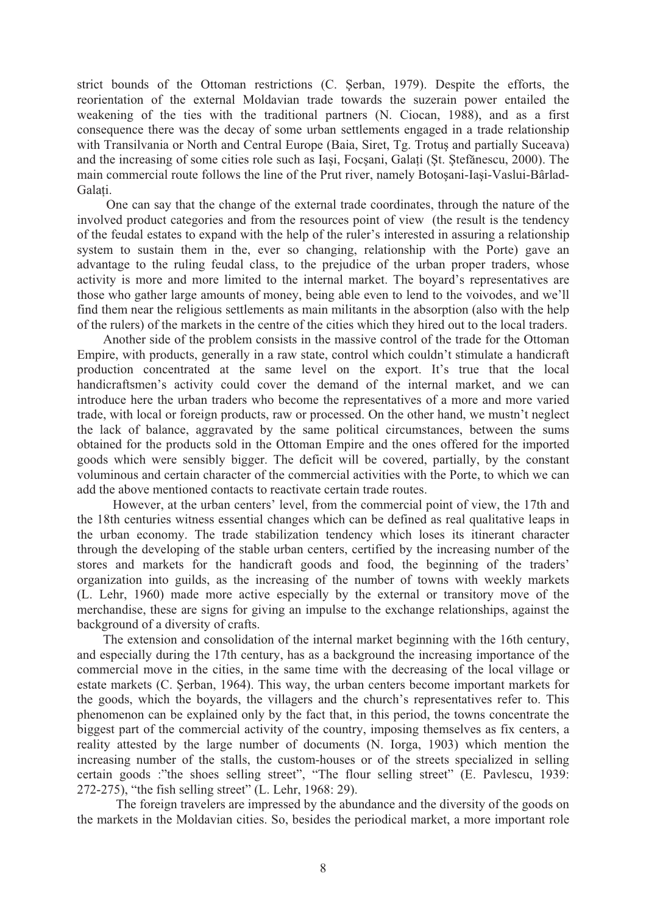strict bounds of the Ottoman restrictions (C. Şerban, 1979). Despite the efforts, the reorientation of the external Moldavian trade towards the suzerain power entailed the weakening of the ties with the traditional partners (N. Ciocan, 1988), and as a first consequence there was the decay of some urban settlements engaged in a trade relationship with Transilvania or North and Central Europe (Baia, Siret, Tg. Trotuş and partially Suceava) and the increasing of some cities role such as Iaşi, Focşani, Galaţi (Şt. Ştefănescu, 2000). The main commercial route follows the line of the Prut river, namely Botoşani-Iaşi-Vaslui-Bârlad-Galaţi.

One can say that the change of the external trade coordinates, through the nature of the involved product categories and from the resources point of view (the result is the tendency of the feudal estates to expand with the help of the ruler's interested in assuring a relationship system to sustain them in the, ever so changing, relationship with the Porte) gave an advantage to the ruling feudal class, to the prejudice of the urban proper traders, whose activity is more and more limited to the internal market. The boyard's representatives are those who gather large amounts of money, being able even to lend to the voivodes, and we'll find them near the religious settlements as main militants in the absorption (also with the help of the rulers) of the markets in the centre of the cities which they hired out to the local traders.

Another side of the problem consists in the massive control of the trade for the Ottoman Empire, with products, generally in a raw state, control which couldn't stimulate a handicraft production concentrated at the same level on the export. It's true that the local handicraftsmen's activity could cover the demand of the internal market, and we can introduce here the urban traders who become the representatives of a more and more varied trade, with local or foreign products, raw or processed. On the other hand, we mustn't neglect the lack of balance, aggravated by the same political circumstances, between the sums obtained for the products sold in the Ottoman Empire and the ones offered for the imported goods which were sensibly bigger. The deficit will be covered, partially, by the constant voluminous and certain character of the commercial activities with the Porte, to which we can add the above mentioned contacts to reactivate certain trade routes.

However, at the urban centers' level, from the commercial point of view, the 17th and the 18th centuries witness essential changes which can be defined as real qualitative leaps in the urban economy. The trade stabilization tendency which loses its itinerant character through the developing of the stable urban centers, certified by the increasing number of the stores and markets for the handicraft goods and food, the beginning of the traders' organization into guilds, as the increasing of the number of towns with weekly markets (L. Lehr, 1960) made more active especially by the external or transitory move of the merchandise, these are signs for giving an impulse to the exchange relationships, against the background of a diversity of crafts.

The extension and consolidation of the internal market beginning with the 16th century, and especially during the 17th century, has as a background the increasing importance of the commercial move in the cities, in the same time with the decreasing of the local village or estate markets (C. Şerban, 1964). This way, the urban centers become important markets for the goods, which the boyards, the villagers and the church's representatives refer to. This phenomenon can be explained only by the fact that, in this period, the towns concentrate the biggest part of the commercial activity of the country, imposing themselves as fix centers, a reality attested by the large number of documents (N. Iorga, 1903) which mention the increasing number of the stalls, the custom-houses or of the streets specialized in selling certain goods :"the shoes selling street", "The flour selling street" (E. Pavlescu, 1939: 272-275), "the fish selling street" (L. Lehr, 1968: 29).

The foreign travelers are impressed by the abundance and the diversity of the goods on the markets in the Moldavian cities. So, besides the periodical market, a more important role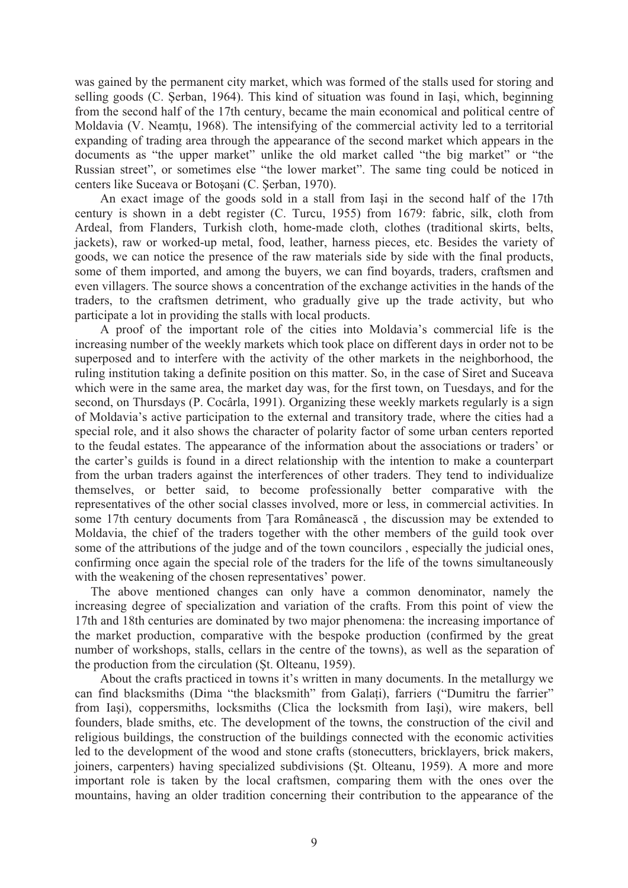was gained by the permanent city market, which was formed of the stalls used for storing and selling goods (C. Şerban, 1964). This kind of situation was found in Iaşi, which, beginning from the second half of the 17th century, became the main economical and political centre of Moldavia (V. Neamţu, 1968). The intensifying of the commercial activity led to a territorial expanding of trading area through the appearance of the second market which appears in the documents as "the upper market" unlike the old market called "the big market" or "the Russian street", or sometimes else "the lower market". The same ting could be noticed in centers like Suceava or Botoşani (C. Şerban, 1970).

An exact image of the goods sold in a stall from Iaşi in the second half of the 17th century is shown in a debt register (C. Turcu, 1955) from 1679: fabric, silk, cloth from Ardeal, from Flanders, Turkish cloth, home-made cloth, clothes (traditional skirts, belts, jackets), raw or worked-up metal, food, leather, harness pieces, etc. Besides the variety of goods, we can notice the presence of the raw materials side by side with the final products, some of them imported, and among the buyers, we can find boyards, traders, craftsmen and even villagers. The source shows a concentration of the exchange activities in the hands of the traders, to the craftsmen detriment, who gradually give up the trade activity, but who participate a lot in providing the stalls with local products.

A proof of the important role of the cities into Moldavia's commercial life is the increasing number of the weekly markets which took place on different days in order not to be superposed and to interfere with the activity of the other markets in the neighborhood, the ruling institution taking a definite position on this matter. So, in the case of Siret and Suceava which were in the same area, the market day was, for the first town, on Tuesdays, and for the second, on Thursdays (P. Cocârla, 1991). Organizing these weekly markets regularly is a sign of Moldavia's active participation to the external and transitory trade, where the cities had a special role, and it also shows the character of polarity factor of some urban centers reported to the feudal estates. The appearance of the information about the associations or traders' or the carter's guilds is found in a direct relationship with the intention to make a counterpart from the urban traders against the interferences of other traders. They tend to individualize themselves, or better said, to become professionally better comparative with the representatives of the other social classes involved, more or less, in commercial activities. In some 17th century documents from Ţara Românească , the discussion may be extended to Moldavia, the chief of the traders together with the other members of the guild took over some of the attributions of the judge and of the town councilors , especially the judicial ones, confirming once again the special role of the traders for the life of the towns simultaneously with the weakening of the chosen representatives' power.

The above mentioned changes can only have a common denominator, namely the increasing degree of specialization and variation of the crafts. From this point of view the 17th and 18th centuries are dominated by two major phenomena: the increasing importance of the market production, comparative with the bespoke production (confirmed by the great number of workshops, stalls, cellars in the centre of the towns), as well as the separation of the production from the circulation (Şt. Olteanu, 1959).

About the crafts practiced in towns it's written in many documents. In the metallurgy we can find blacksmiths (Dima "the blacksmith" from Galaţi), farriers ("Dumitru the farrier" from Iaşi), coppersmiths, locksmiths (Clica the locksmith from Iaşi), wire makers, bell founders, blade smiths, etc. The development of the towns, the construction of the civil and religious buildings, the construction of the buildings connected with the economic activities led to the development of the wood and stone crafts (stonecutters, bricklayers, brick makers, joiners, carpenters) having specialized subdivisions (Şt. Olteanu, 1959). A more and more important role is taken by the local craftsmen, comparing them with the ones over the mountains, having an older tradition concerning their contribution to the appearance of the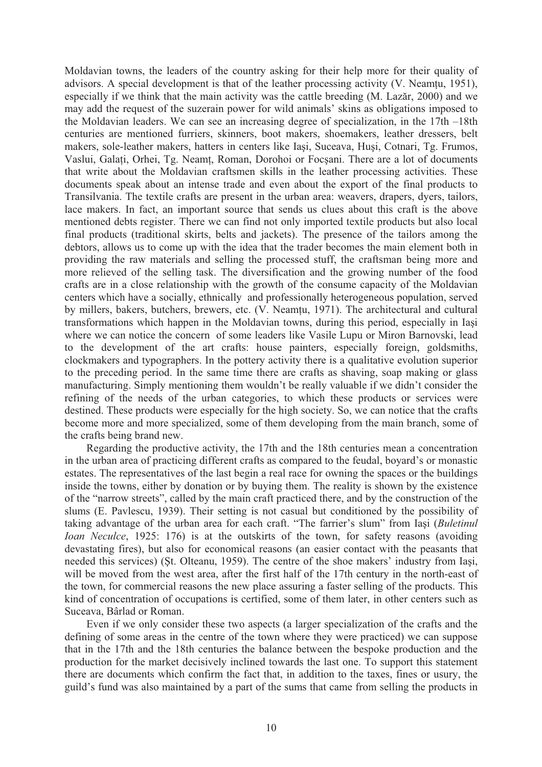Moldavian towns, the leaders of the country asking for their help more for their quality of advisors. A special development is that of the leather processing activity (V. Neamțu, 1951), especially if we think that the main activity was the cattle breeding (M. Lazăr, 2000) and we may add the request of the suzerain power for wild animals' skins as obligations imposed to the Moldavian leaders. We can see an increasing degree of specialization, in the 17th –18th centuries are mentioned furriers, skinners, boot makers, shoemakers, leather dressers, belt makers, sole-leather makers, hatters in centers like Iași, Suceava, Huși, Cotnari, Tg. Frumos, Vaslui, Galați, Orhei, Tg. Neamț, Roman, Dorohoi or Focșani. There are a lot of documents that write about the Moldavian craftsmen skills in the leather processing activities. These documents speak about an intense trade and even about the export of the final products to Transilvania. The textile crafts are present in the urban area: weavers, drapers, dyers, tailors, lace makers. In fact, an important source that sends us clues about this craft is the above mentioned debts register. There we can find not only imported textile products but also local final products (traditional skirts, belts and jackets). The presence of the tailors among the debtors, allows us to come up with the idea that the trader becomes the main element both in providing the raw materials and selling the processed stuff, the craftsman being more and more relieved of the selling task. The diversification and the growing number of the food crafts are in a close relationship with the growth of the consume capacity of the Moldavian centers which have a socially, ethnically and professionally heterogeneous population, served by millers, bakers, butchers, brewers, etc. (V. Neamțu, 1971). The architectural and cultural transformations which happen in the Moldavian towns, during this period, especially in Iași where we can notice the concern of some leaders like Vasile Lupu or Miron Barnovski, lead to the development of the art crafts: house painters, especially foreign, goldsmiths, clockmakers and typographers. In the pottery activity there is a qualitative evolution superior to the preceding period. In the same time there are crafts as shaving, soap making or glass manufacturing. Simply mentioning them wouldn't be really valuable if we didn't consider the refining of the needs of the urban categories, to which these products or services were destined. These products were especially for the high society. So, we can notice that the crafts become more and more specialized, some of them developing from the main branch, some of the crafts being brand new.

Regarding the productive activity, the 17th and the 18th centuries mean a concentration in the urban area of practicing different crafts as compared to the feudal, boyard's or monastic estates. The representatives of the last begin a real race for owning the spaces or the buildings inside the towns, either by donation or by buying them. The reality is shown by the existence of the "narrow streets", called by the main craft practiced there, and by the construction of the slums (E. Pavlescu, 1939). Their setting is not casual but conditioned by the possibility of taking advantage of the urban area for each craft. "The farrier's slum" from Iași (*Buletinul Ioan Neculce*, 1925: 176) is at the outskirts of the town, for safety reasons (avoiding devastating fires), but also for economical reasons (an easier contact with the peasants that needed this services) (Șt. Olteanu, 1959). The centre of the shoe makers' industry from Iași, will be moved from the west area, after the first half of the 17th century in the north-east of the town, for commercial reasons the new place assuring a faster selling of the products. This kind of concentration of occupations is certified, some of them later, in other centers such as Suceava, Bârlad or Roman.

Even if we only consider these two aspects (a larger specialization of the crafts and the defining of some areas in the centre of the town where they were practiced) we can suppose that in the 17th and the 18th centuries the balance between the bespoke production and the production for the market decisively inclined towards the last one. To support this statement there are documents which confirm the fact that, in addition to the taxes, fines or usury, the guild's fund was also maintained by a part of the sums that came from selling the products in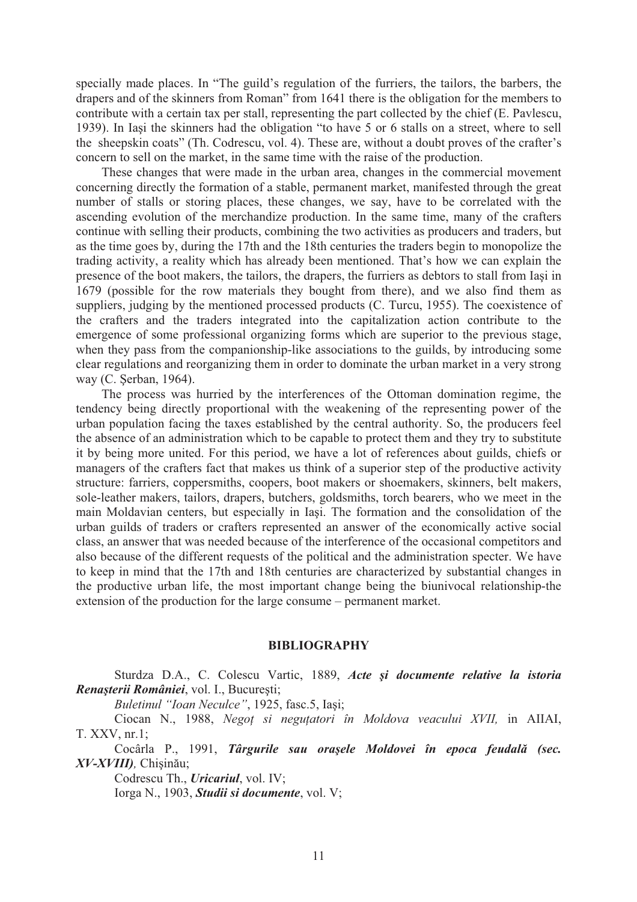specially made places. In "The guild's regulation of the furriers, the tailors, the barbers, the drapers and of the skinners from Roman" from 1641 there is the obligation for the members to contribute with a certain tax per stall, representing the part collected by the chief (E. Pavlescu, 1939). In Iaşi the skinners had the obligation "to have 5 or 6 stalls on a street, where to sell the sheepskin coats" (Th. Codrescu, vol. 4). These are, without a doubt proves of the crafter's concern to sell on the market, in the same time with the raise of the production.

These changes that were made in the urban area, changes in the commercial movement concerning directly the formation of a stable, permanent market, manifested through the great number of stalls or storing places, these changes, we say, have to be correlated with the ascending evolution of the merchandize production. In the same time, many of the crafters continue with selling their products, combining the two activities as producers and traders, but as the time goes by, during the 17th and the 18th centuries the traders begin to monopolize the trading activity, a reality which has already been mentioned. That's how we can explain the presence of the boot makers, the tailors, the drapers, the furriers as debtors to stall from Iaşi in 1679 (possible for the row materials they bought from there), and we also find them as suppliers, judging by the mentioned processed products (C. Turcu, 1955). The coexistence of the crafters and the traders integrated into the capitalization action contribute to the emergence of some professional organizing forms which are superior to the previous stage, when they pass from the companionship-like associations to the guilds, by introducing some clear regulations and reorganizing them in order to dominate the urban market in a very strong way (C. Şerban, 1964).

The process was hurried by the interferences of the Ottoman domination regime, the tendency being directly proportional with the weakening of the representing power of the urban population facing the taxes established by the central authority. So, the producers feel the absence of an administration which to be capable to protect them and they try to substitute it by being more united. For this period, we have a lot of references about guilds, chiefs or managers of the crafters fact that makes us think of a superior step of the productive activity structure: farriers, coppersmiths, coopers, boot makers or shoemakers, skinners, belt makers, sole-leather makers, tailors, drapers, butchers, goldsmiths, torch bearers, who we meet in the main Moldavian centers, but especially in Iaşi. The formation and the consolidation of the urban guilds of traders or crafters represented an answer of the economically active social class, an answer that was needed because of the interference of the occasional competitors and also because of the different requests of the political and the administration specter. We have to keep in mind that the 17th and 18th centuries are characterized by substantial changes in the productive urban life, the most important change being the biunivocal relationship-the extension of the production for the large consume – permanent market.

## BIBLIOGRAPHY

Sturdza D.A., C. Colescu Vartic, 1889, ***Acte şi documente relative la istoria Renaşterii României***, vol. I., Bucureşti;

*Buletinul "Ioan Neculce"*, 1925, fasc.5, Iaşi;

Ciocan N., 1988, *Negoţ si neguţatori în Moldova veacului XVII,* in AIIAI, T. XXV, nr.1;

Cocârla P., 1991, ***Târgurile sau oraşele Moldovei în epoca feudală (sec. XV-XVIII),*** Chişinău;

Codrescu Th., ***Uricariul***, vol. IV;

Iorga N., 1903, ***Studii si documente***, vol. V;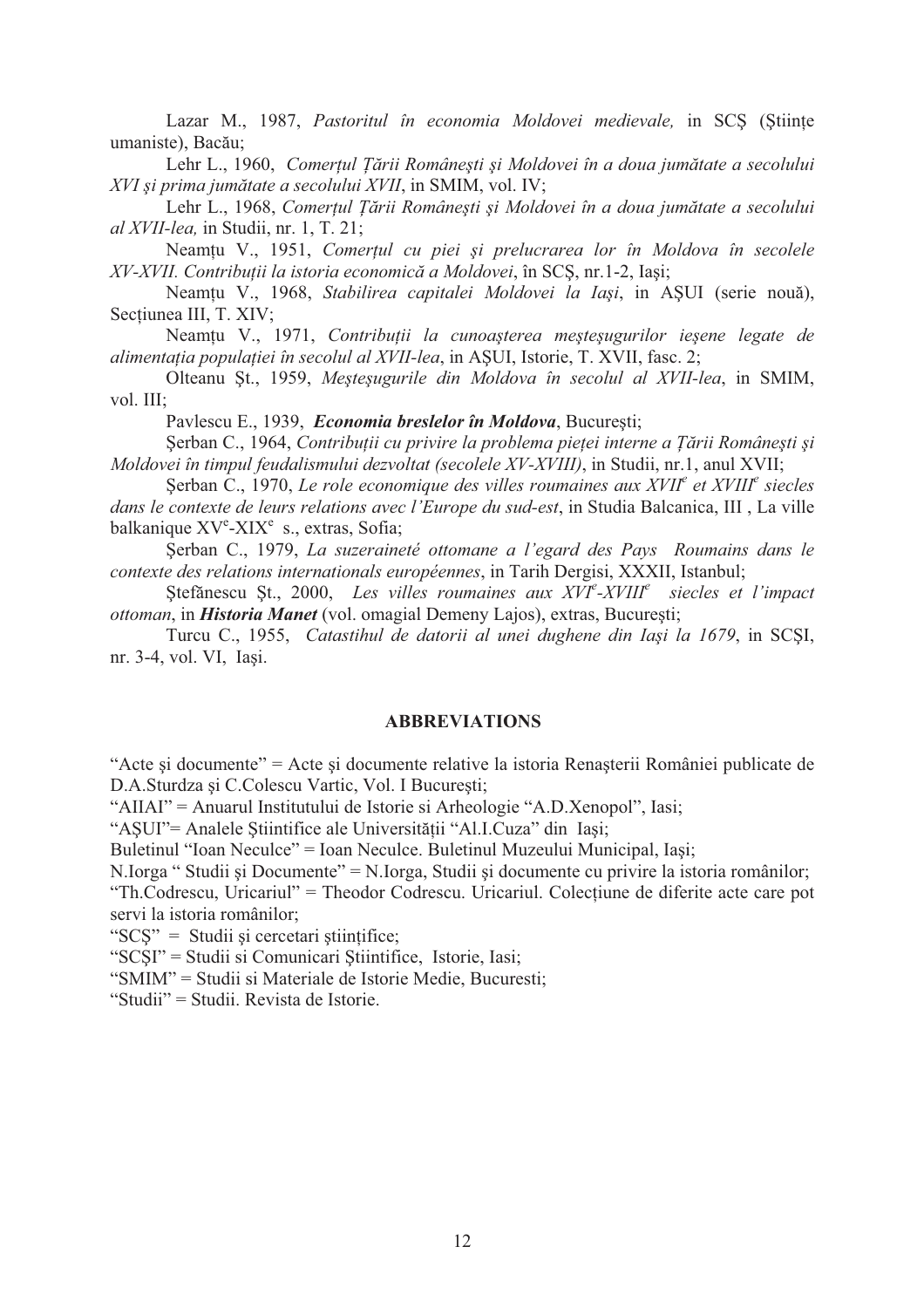Lazar M., 1987, *Pastoritul în economia Moldovei medievale,* in SCŞ (Ştiinţe umaniste), Bacău;

Lehr L., 1960, *Comerţul Ţării Româneşti şi Moldovei în a doua jumătate a secolului XVI şi prima jumătate a secolului XVII*, in SMIM, vol. IV;

Lehr L., 1968, *Comerţul Ţării Româneşti şi Moldovei în a doua jumătate a secolului al XVII-lea,* in Studii, nr. 1, T. 21;

Neamţu V., 1951, *Comerţul cu piei şi prelucrarea lor în Moldova în secolele XV-XVII. Contribuţii la istoria economică a Moldovei*, în SCŞ, nr.1-2, Iaşi;

Neamţu V., 1968, *Stabilirea capitalei Moldovei la Iaşi*, in AŞUI (serie nouă), Secţiunea III, T. XIV;

Neamţu V., 1971, *Contribuţii la cunoaşterea meşteşugurilor ieşene legate de alimentaţia populaţiei în secolul al XVII-lea*, in AŞUI, Istorie, T. XVII, fasc. 2;

Olteanu Şt., 1959, *Meşteşugurile din Moldova în secolul al XVII-lea*, in SMIM, vol. III;

Pavlescu E., 1939, ***Economia breslelor în Moldova***, Bucureşti;

Şerban C., 1964, *Contribuţii cu privire la problema pieţei interne a Ţării Româneşti şi Moldovei în timpul feudalismului dezvoltat (secolele XV-XVIII)*, in Studii, nr.1, anul XVII;

Şerban C., 1970, *Le role economique des villes roumaines aux XVII[e] et XVIII[e] siecles dans le contexte de leurs relations avec l'Europe du sud-est*, in Studia Balcanica, III , La ville balkanique XV[e]-XIX[e] s., extras, Sofia;

Şerban C., 1979, *La suzeraineté ottomane a l'egard des Pays Roumains dans le contexte des relations internationals européennes*, in Tarih Dergisi, XXXII, Istanbul;

Ştefănescu Şt., 2000, *Les villes roumaines aux XVI[e]-XVIII[e] siecles et l'impact ottoman*, in ***Historia Manet*** (vol. omagial Demeny Lajos), extras, Bucureşti;

Turcu C., 1955, *Catastihul de datorii al unei dughene din Iaşi la 1679*, in SCŞI, nr. 3-4, vol. VI, Iaşi.

## ABBREVIATIONS

"Acte şi documente" = Acte şi documente relative la istoria Renaşterii României publicate de D.A.Sturdza şi C.Colescu Vartic, Vol. I Bucureşti;

"AIIAI" = Anuarul Institutului de Istorie si Arheologie "A.D.Xenopol", Iasi;

"AŞUI"= Analele Ştiintifice ale Universităţii "Al.I.Cuza" din Iaşi;

Buletinul "Ioan Neculce" = Ioan Neculce. Buletinul Muzeului Municipal, Iaşi;

N.Iorga " Studii şi Documente" = N.Iorga, Studii şi documente cu privire la istoria românilor;

"Th.Codrescu, Uricariul" = Theodor Codrescu. Uricariul. Colecţiune de diferite acte care pot servi la istoria românilor;

"SCŞ" = Studii şi cercetari ştiinţifice;

"SCŞI" = Studii si Comunicari Ştiintifice, Istorie, Iasi;

"SMIM" = Studii si Materiale de Istorie Medie, Bucuresti;

"Studii" = Studii. Revista de Istorie.